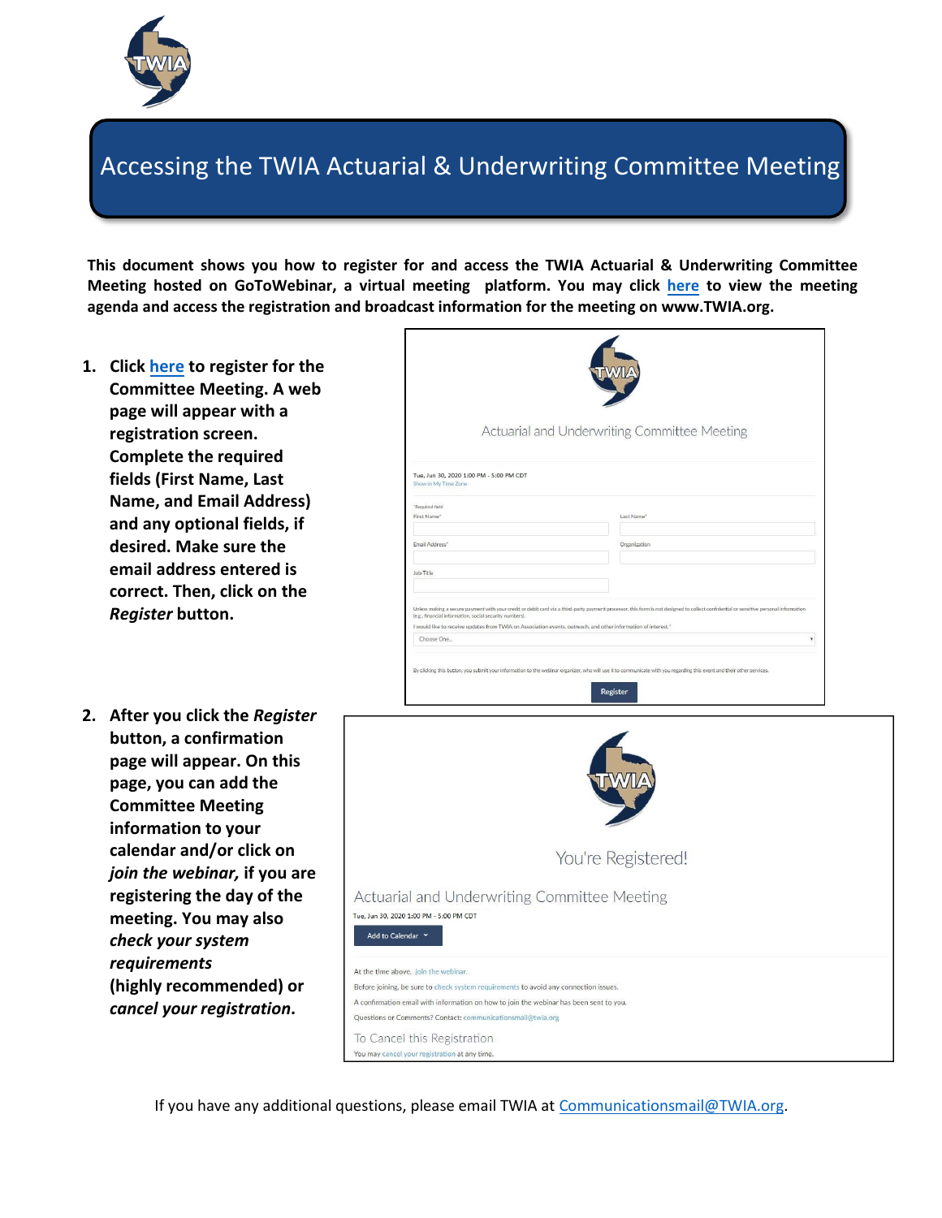# Accessing the TWIA Actuarial & Underwriting Committee Meeting

**This document shows you how to register for and access the TWIA Actuarial & Underwriting Committee Meeting hosted on GoToWebinar, a virtual meeting platform. You may click here to view the meeting agenda and access the registration and broadcast information for the meeting on www.TWIA.org.**

1. **Click here to register for the Committee Meeting. A web page will appear with a registration screen. Complete the required fields (First Name, Last Name, and Email Address) and any optional fields, if desired. Make sure the email address entered is correct. Then, click on the *Register* button.**

2. **After you click the *Register* button, a confirmation page will appear. On this page, you can add the Committee Meeting information to your calendar and/or click on *join the webinar,* if you are registering the day of the meeting. You may also *check your system requirements* (highly recommended) or *cancel your registration*.**

If you have any additional questions, please email TWIA at Communicationsmail@TWIA.org.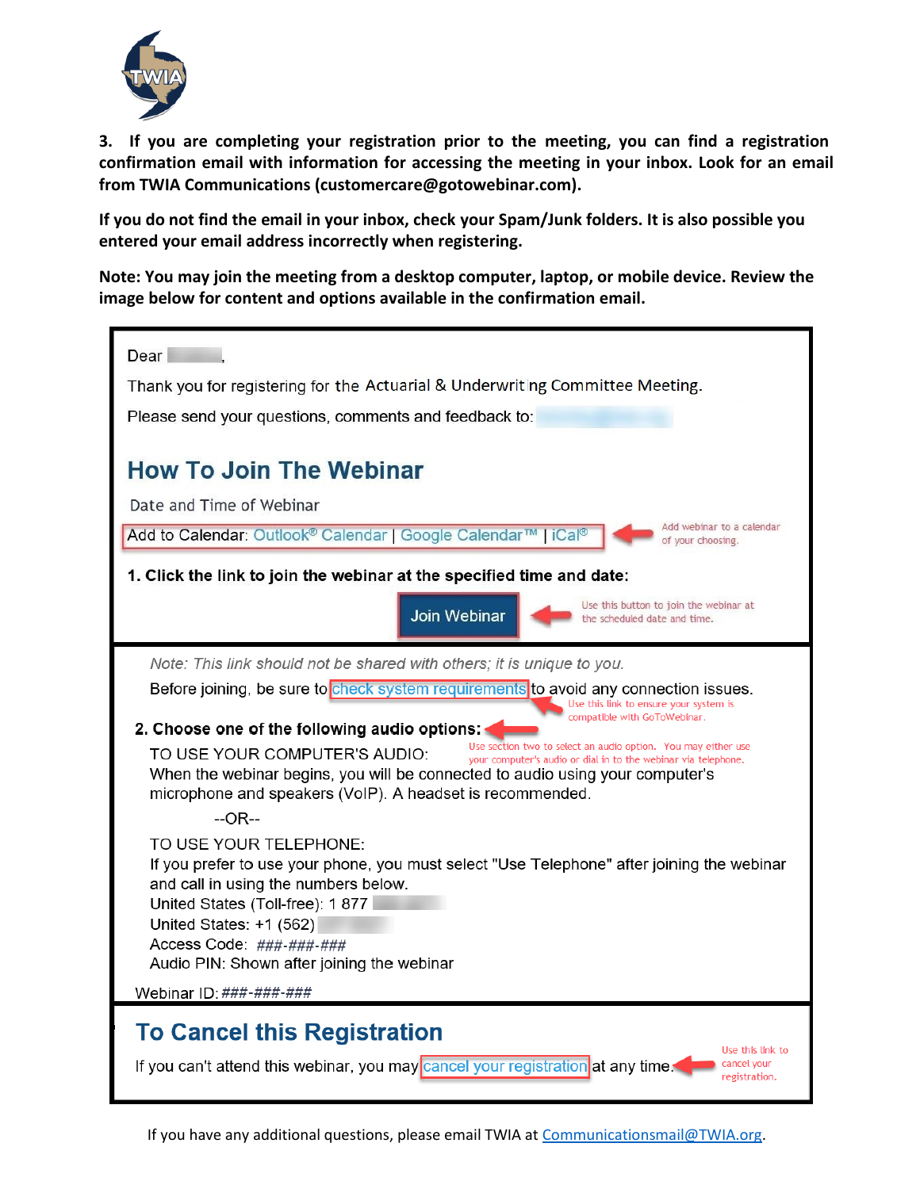3. **If you are completing your registration prior to the meeting, you can find a registration confirmation email with information for accessing the meeting in your inbox. Look for an email from TWIA Communications (customercare@gotowebinar.com).**

**If you do not find the email in your inbox, check your Spam/Junk folders. It is also possible you entered your email address incorrectly when registering.**

**Note: You may join the meeting from a desktop computer, laptop, or mobile device. Review the image below for content and options available in the confirmation email.**

Dear ,

Thank you for registering for the Actuarial & Underwriting Committee Meeting.

Please send your questions, comments and feedback to:

## How To Join The Webinar

Date and Time of Webinar

Add to Calendar: Outlook® Calendar | Google Calendar™ | iCal®

Add webinar to a calendar of your choosing.

**1. Click the link to join the webinar at the specified time and date:**

Join Webinar

Use this button to join the webinar at the scheduled date and time.

*Note: This link should not be shared with others; it is unique to you.*

Before joining, be sure to check system requirements to avoid any connection issues.

Use this link to ensure your system is compatible with GoToWebinar.

**2. Choose one of the following audio options:**

Use section two to select an audio option. You may either use your computer's audio or dial in to the webinar via telephone.

TO USE YOUR COMPUTER'S AUDIO:
When the webinar begins, you will be connected to audio using your computer's microphone and speakers (VoIP). A headset is recommended.

--OR--

TO USE YOUR TELEPHONE:
If you prefer to use your phone, you must select "Use Telephone" after joining the webinar and call in using the numbers below.
United States (Toll-free): 1 877
United States: +1 (562)
Access Code: *###-###-###*
Audio PIN: Shown after joining the webinar

Webinar ID: *###-###-###*

## To Cancel this Registration

If you can't attend this webinar, you may cancel your registration at any time.

Use this link to cancel your registration.

If you have any additional questions, please email TWIA at Communicationsmail@TWIA.org.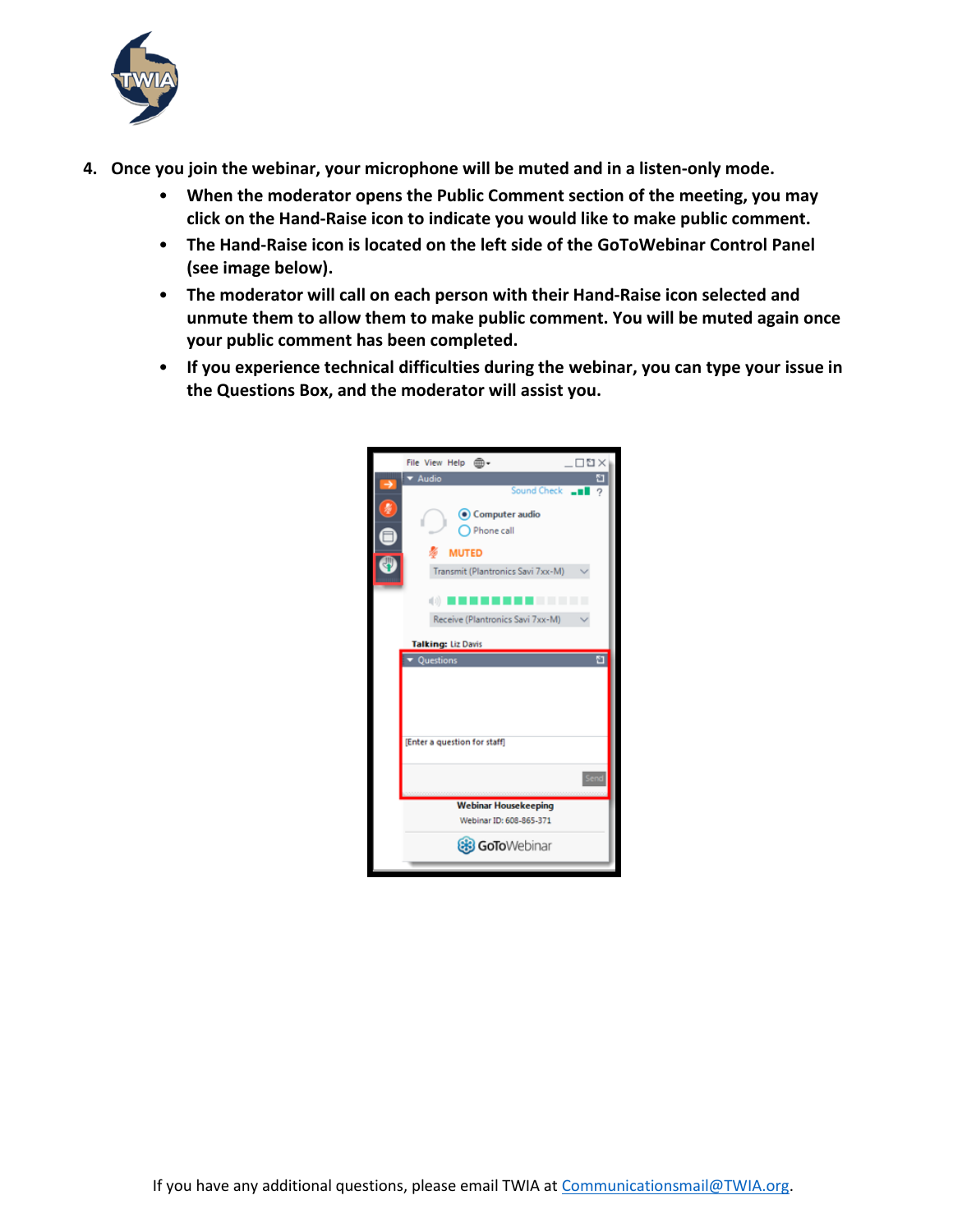4. **Once you join the webinar, your microphone will be muted and in a listen-only mode.**
   - **When the moderator opens the Public Comment section of the meeting, you may click on the Hand-Raise icon to indicate you would like to make public comment.**
   - **The Hand-Raise icon is located on the left side of the GoToWebinar Control Panel (see image below).**
   - **The moderator will call on each person with their Hand-Raise icon selected and unmute them to allow them to make public comment. You will be muted again once your public comment has been completed.**
   - **If you experience technical difficulties during the webinar, you can type your issue in the Questions Box, and the moderator will assist you.**

If you have any additional questions, please email TWIA at Communicationsmail@TWIA.org.